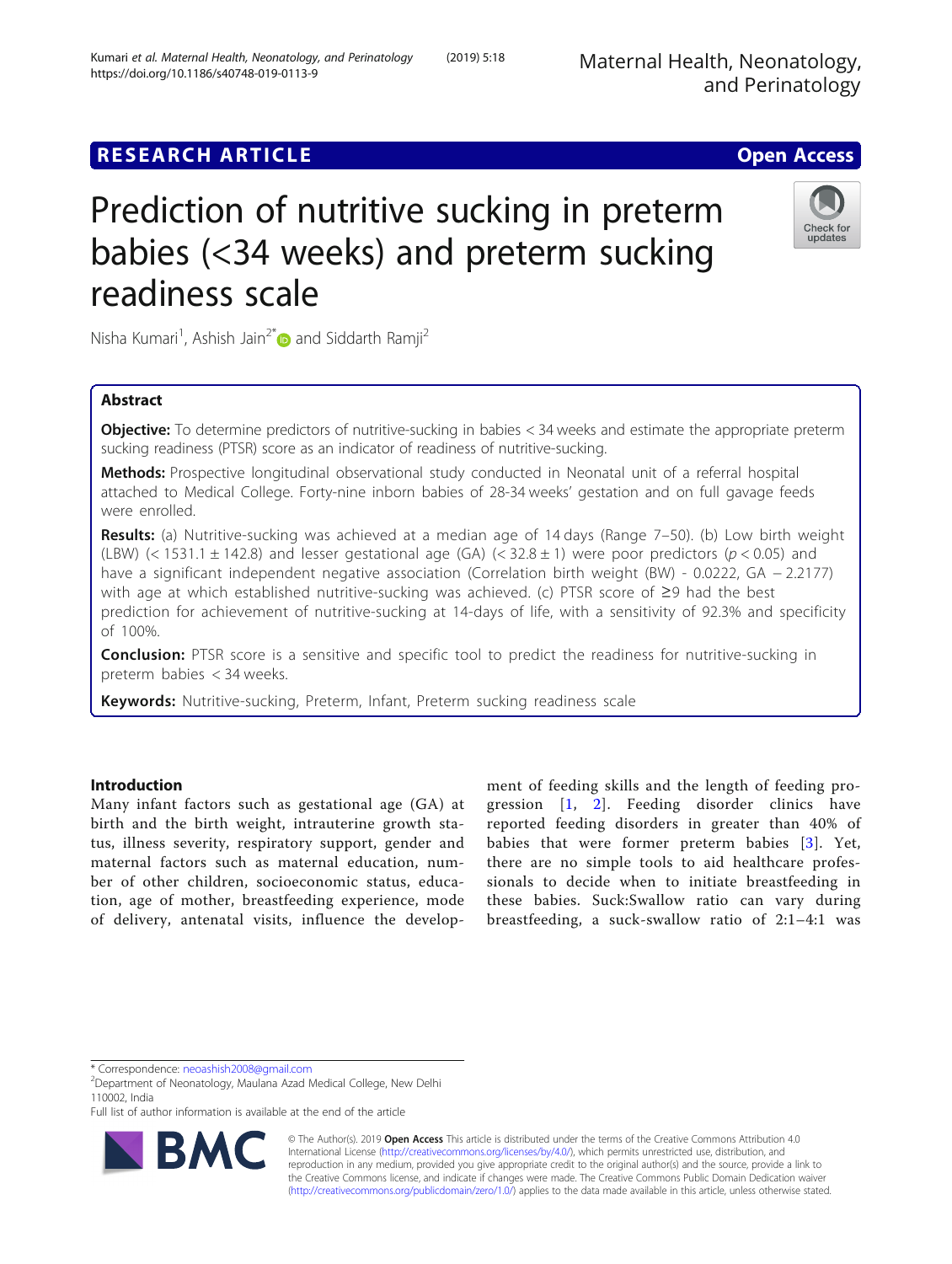RESEARCH ARTICLE

Open Access

# Prediction of nutritive sucking in preterm babies (<34 weeks) and preterm sucking readiness scale

Nisha Kumari[1], Ashish Jain[2*] and Siddarth Ramji[2]

## Abstract

**Objective:** To determine predictors of nutritive-sucking in babies < 34 weeks and estimate the appropriate preterm sucking readiness (PTSR) score as an indicator of readiness of nutritive-sucking.

**Methods:** Prospective longitudinal observational study conducted in Neonatal unit of a referral hospital attached to Medical College. Forty-nine inborn babies of 28-34 weeks' gestation and on full gavage feeds were enrolled.

**Results:** (a) Nutritive-sucking was achieved at a median age of 14 days (Range 7–50). (b) Low birth weight (LBW) (< 1531.1 ± 142.8) and lesser gestational age (GA) (< 32.8 ± 1) were poor predictors ($p < 0.05$) and have a significant independent negative association (Correlation birth weight (BW) - 0.0222, GA − 2.2177) with age at which established nutritive-sucking was achieved. (c) PTSR score of ≥9 had the best prediction for achievement of nutritive-sucking at 14-days of life, with a sensitivity of 92.3% and specificity of 100%.

**Conclusion:** PTSR score is a sensitive and specific tool to predict the readiness for nutritive-sucking in preterm babies < 34 weeks.

**Keywords:** Nutritive-sucking, Preterm, Infant, Preterm sucking readiness scale

## Introduction

Many infant factors such as gestational age (GA) at birth and the birth weight, intrauterine growth status, illness severity, respiratory support, gender and maternal factors such as maternal education, number of other children, socioeconomic status, education, age of mother, breastfeeding experience, mode of delivery, antenatal visits, influence the development of feeding skills and the length of feeding progression [1, 2]. Feeding disorder clinics have reported feeding disorders in greater than 40% of babies that were former preterm babies [3]. Yet, there are no simple tools to aid healthcare professionals to decide when to initiate breastfeeding in these babies. Suck:Swallow ratio can vary during breastfeeding, a suck-swallow ratio of 2:1–4:1 was

* Correspondence: neoashish2008@gmail.com
[2]Department of Neonatology, Maulana Azad Medical College, New Delhi 110002, India
Full list of author information is available at the end of the article

© The Author(s). 2019 **Open Access** This article is distributed under the terms of the Creative Commons Attribution 4.0 International License (http://creativecommons.org/licenses/by/4.0/), which permits unrestricted use, distribution, and reproduction in any medium, provided you give appropriate credit to the original author(s) and the source, provide a link to the Creative Commons license, and indicate if changes were made. The Creative Commons Public Domain Dedication waiver (http://creativecommons.org/publicdomain/zero/1.0/) applies to the data made available in this article, unless otherwise stated.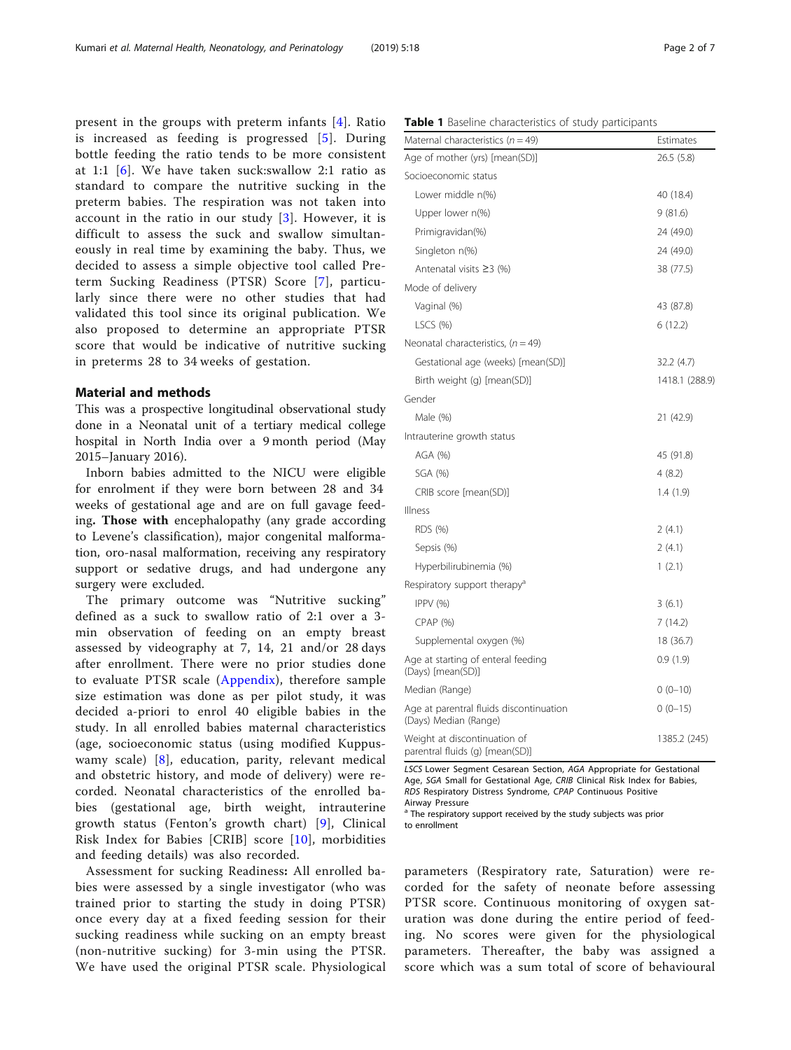present in the groups with preterm infants [4]. Ratio is increased as feeding is progressed [5]. During bottle feeding the ratio tends to be more consistent at 1:1 [6]. We have taken suck:swallow 2:1 ratio as standard to compare the nutritive sucking in the preterm babies. The respiration was not taken into account in the ratio in our study [3]. However, it is difficult to assess the suck and swallow simultaneously in real time by examining the baby. Thus, we decided to assess a simple objective tool called Preterm Sucking Readiness (PTSR) Score [7], particularly since there were no other studies that had validated this tool since its original publication. We also proposed to determine an appropriate PTSR score that would be indicative of nutritive sucking in preterms 28 to 34 weeks of gestation.

## Material and methods

This was a prospective longitudinal observational study done in a Neonatal unit of a tertiary medical college hospital in North India over a 9 month period (May 2015–January 2016).

Inborn babies admitted to the NICU were eligible for enrolment if they were born between 28 and 34 weeks of gestational age and are on full gavage feeding**. Those with** encephalopathy (any grade according to Levene's classification), major congenital malformation, oro-nasal malformation, receiving any respiratory support or sedative drugs, and had undergone any surgery were excluded.

The primary outcome was "Nutritive sucking" defined as a suck to swallow ratio of 2:1 over a 3-min observation of feeding on an empty breast assessed by videography at 7, 14, 21 and/or 28 days after enrollment. There were no prior studies done to evaluate PTSR scale (Appendix), therefore sample size estimation was done as per pilot study, it was decided a-priori to enrol 40 eligible babies in the study. In all enrolled babies maternal characteristics (age, socioeconomic status (using modified Kuppuswamy scale) [8], education, parity, relevant medical and obstetric history, and mode of delivery) were recorded. Neonatal characteristics of the enrolled babies (gestational age, birth weight, intrauterine growth status (Fenton's growth chart) [9], Clinical Risk Index for Babies [CRIB] score [10], morbidities and feeding details) was also recorded.

Assessment for sucking Readiness**:** All enrolled babies were assessed by a single investigator (who was trained prior to starting the study in doing PTSR) once every day at a fixed feeding session for their sucking readiness while sucking on an empty breast (non-nutritive sucking) for 3-min using the PTSR. We have used the original PTSR scale. Physiological parameters (Respiratory rate, Saturation) were recorded for the safety of neonate before assessing PTSR score. Continuous monitoring of oxygen saturation was done during the entire period of feeding. No scores were given for the physiological parameters. Thereafter, the baby was assigned a score which was a sum total of score of behavioural

**Table 1** Baseline characteristics of study participants

| Maternal characteristics (n = 49) | Estimates |
|---|---|
| Age of mother (yrs) [mean(SD)] | 26.5 (5.8) |
| Socioeconomic status | |
| Lower middle n(%) | 40 (18.4) |
| Upper lower n(%) | 9 (81.6) |
| Primigravidan(%) | 24 (49.0) |
| Singleton n(%) | 24 (49.0) |
| Antenatal visits ≥3 (%) | 38 (77.5) |
| Mode of delivery | |
| Vaginal (%) | 43 (87.8) |
| LSCS (%) | 6 (12.2) |
| Neonatal characteristics, (n = 49) | |
| Gestational age (weeks) [mean(SD)] | 32.2 (4.7) |
| Birth weight (g) [mean(SD)] | 1418.1 (288.9) |
| Gender | |
| Male (%) | 21 (42.9) |
| Intrauterine growth status | |
| AGA (%) | 45 (91.8) |
| SGA (%) | 4 (8.2) |
| CRIB score [mean(SD)] | 1.4 (1.9) |
| Illness | |
| RDS (%) | 2 (4.1) |
| Sepsis (%) | 2 (4.1) |
| Hyperbilirubinemia (%) | 1 (2.1) |
| Respiratory support therapy[a] | |
| IPPV (%) | 3 (6.1) |
| CPAP (%) | 7 (14.2) |
| Supplemental oxygen (%) | 18 (36.7) |
| Age at starting of enteral feeding (Days) [mean(SD)] | 0.9 (1.9) |
| Median (Range) | 0 (0–10) |
| Age at parentral fluids discontinuation (Days) Median (Range) | 0 (0–15) |
| Weight at discontinuation of parentral fluids (g) [mean(SD)] | 1385.2 (245) |

*LSCS* Lower Segment Cesarean Section, *AGA* Appropriate for Gestational Age, *SGA* Small for Gestational Age, *CRIB* Clinical Risk Index for Babies, *RDS* Respiratory Distress Syndrome, *CPAP* Continuous Positive Airway Pressure

[a] The respiratory support received by the study subjects was prior to enrollment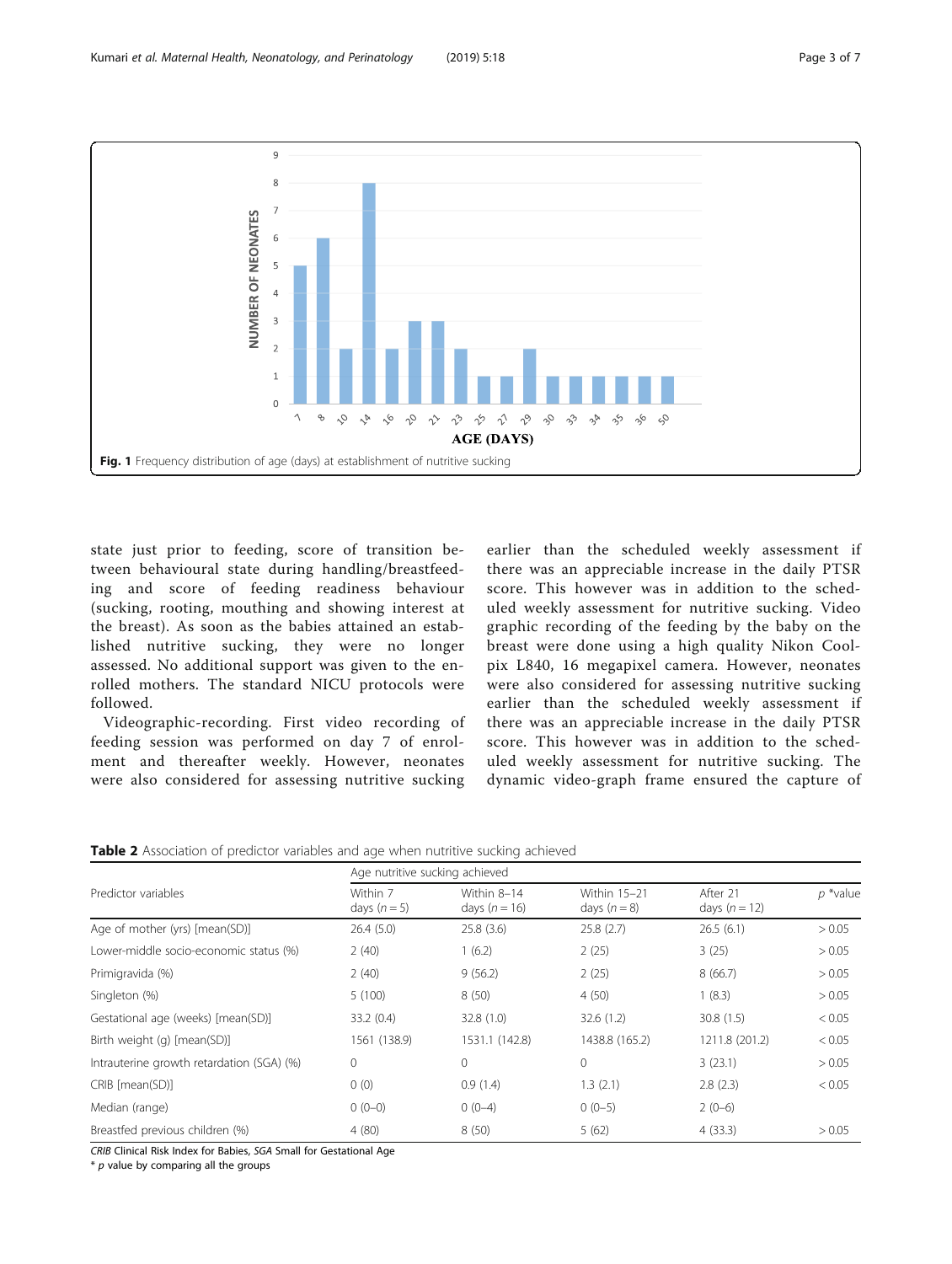Fig. 1 Frequency distribution of age (days) at establishment of nutritive sucking

state just prior to feeding, score of transition between behavioural state during handling/breastfeeding and score of feeding readiness behaviour (sucking, rooting, mouthing and showing interest at the breast). As soon as the babies attained an established nutritive sucking, they were no longer assessed. No additional support was given to the enrolled mothers. The standard NICU protocols were followed.

Videographic-recording. First video recording of feeding session was performed on day 7 of enrolment and thereafter weekly. However, neonates were also considered for assessing nutritive sucking earlier than the scheduled weekly assessment if there was an appreciable increase in the daily PTSR score. This however was in addition to the scheduled weekly assessment for nutritive sucking. Video graphic recording of the feeding by the baby on the breast were done using a high quality Nikon Coolpix L840, 16 megapixel camera. However, neonates were also considered for assessing nutritive sucking earlier than the scheduled weekly assessment if there was an appreciable increase in the daily PTSR score. This however was in addition to the scheduled weekly assessment for nutritive sucking. The dynamic video-graph frame ensured the capture of

**Table 2** Association of predictor variables and age when nutritive sucking achieved

| Predictor variables | Age nutritive sucking achieved | | | | |
|---|---|---|---|---|---|
| | Within 7 days ($n = 5$) | Within 8–14 days ($n = 16$) | Within 15–21 days ($n = 8$) | After 21 days ($n = 12$) | $p$ *value |
| Age of mother (yrs) [mean(SD)] | 26.4 (5.0) | 25.8 (3.6) | 25.8 (2.7) | 26.5 (6.1) | > 0.05 |
| Lower-middle socio-economic status (%) | 2 (40) | 1 (6.2) | 2 (25) | 3 (25) | > 0.05 |
| Primigravida (%) | 2 (40) | 9 (56.2) | 2 (25) | 8 (66.7) | > 0.05 |
| Singleton (%) | 5 (100) | 8 (50) | 4 (50) | 1 (8.3) | > 0.05 |
| Gestational age (weeks) [mean(SD)] | 33.2 (0.4) | 32.8 (1.0) | 32.6 (1.2) | 30.8 (1.5) | < 0.05 |
| Birth weight (g) [mean(SD)] | 1561 (138.9) | 1531.1 (142.8) | 1438.8 (165.2) | 1211.8 (201.2) | < 0.05 |
| Intrauterine growth retardation (SGA) (%) | 0 | 0 | 0 | 3 (23.1) | > 0.05 |
| CRIB [mean(SD)] | 0 (0) | 0.9 (1.4) | 1.3 (2.1) | 2.8 (2.3) | < 0.05 |
| Median (range) | 0 (0–0) | 0 (0–4) | 0 (0–5) | 2 (0–6) | |
| Breastfed previous children (%) | 4 (80) | 8 (50) | 5 (62) | 4 (33.3) | > 0.05 |

*CRIB* Clinical Risk Index for Babies, *SGA* Small for Gestational Age
* $p$ value by comparing all the groups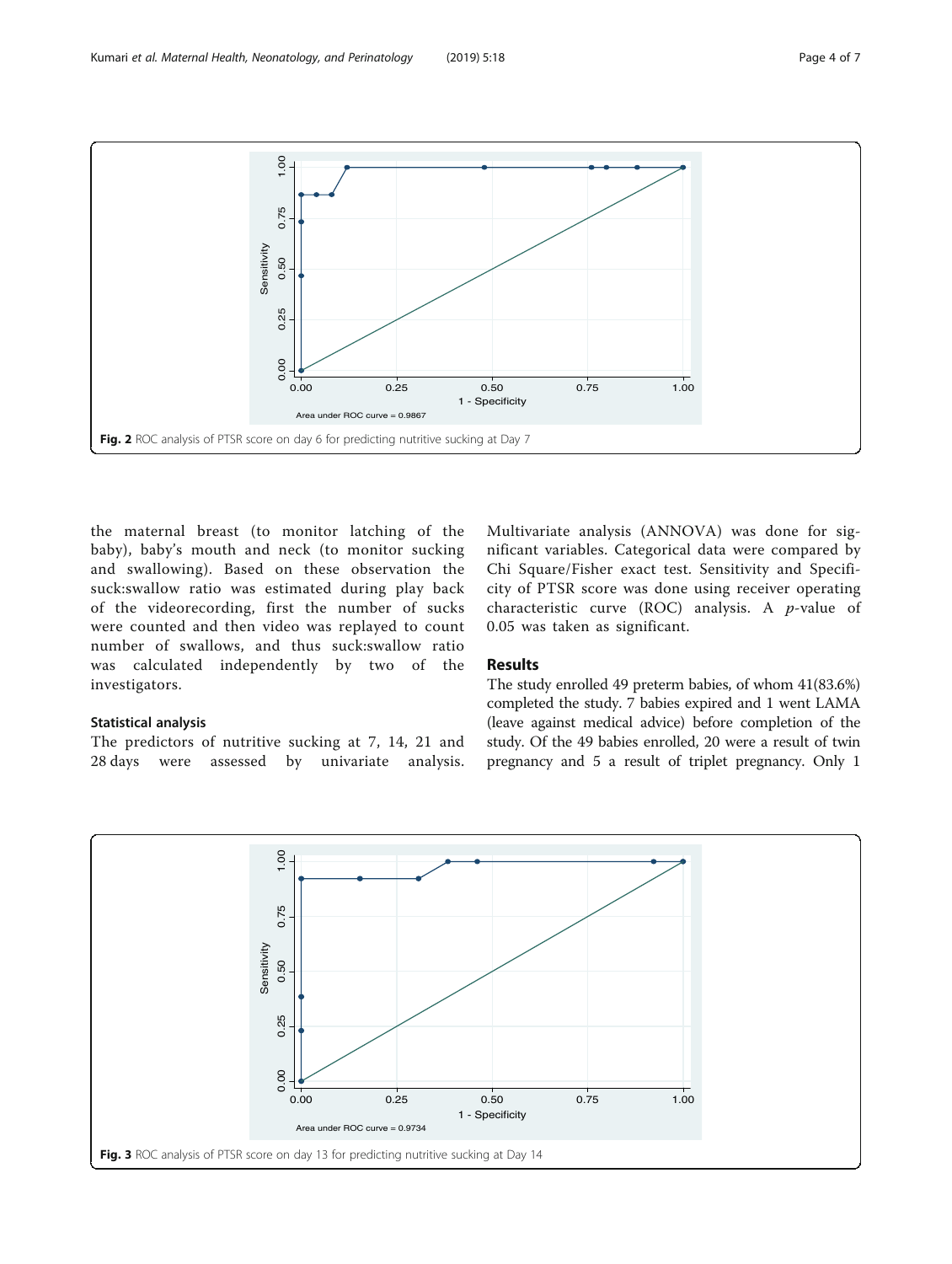Fig. 2 ROC analysis of PTSR score on day 6 for predicting nutritive sucking at Day 7

the maternal breast (to monitor latching of the baby), baby's mouth and neck (to monitor sucking and swallowing). Based on these observation the suck:swallow ratio was estimated during play back of the videorecording, first the number of sucks were counted and then video was replayed to count number of swallows, and thus suck:swallow ratio was calculated independently by two of the investigators.

### Statistical analysis

The predictors of nutritive sucking at 7, 14, 21 and 28 days were assessed by univariate analysis. Multivariate analysis (ANNOVA) was done for significant variables. Categorical data were compared by Chi Square/Fisher exact test. Sensitivity and Specificity of PTSR score was done using receiver operating characteristic curve (ROC) analysis. A *p*-value of 0.05 was taken as significant.

## Results

The study enrolled 49 preterm babies, of whom 41(83.6%) completed the study. 7 babies expired and 1 went LAMA (leave against medical advice) before completion of the study. Of the 49 babies enrolled, 20 were a result of twin pregnancy and 5 a result of triplet pregnancy. Only 1

Fig. 3 ROC analysis of PTSR score on day 13 for predicting nutritive sucking at Day 14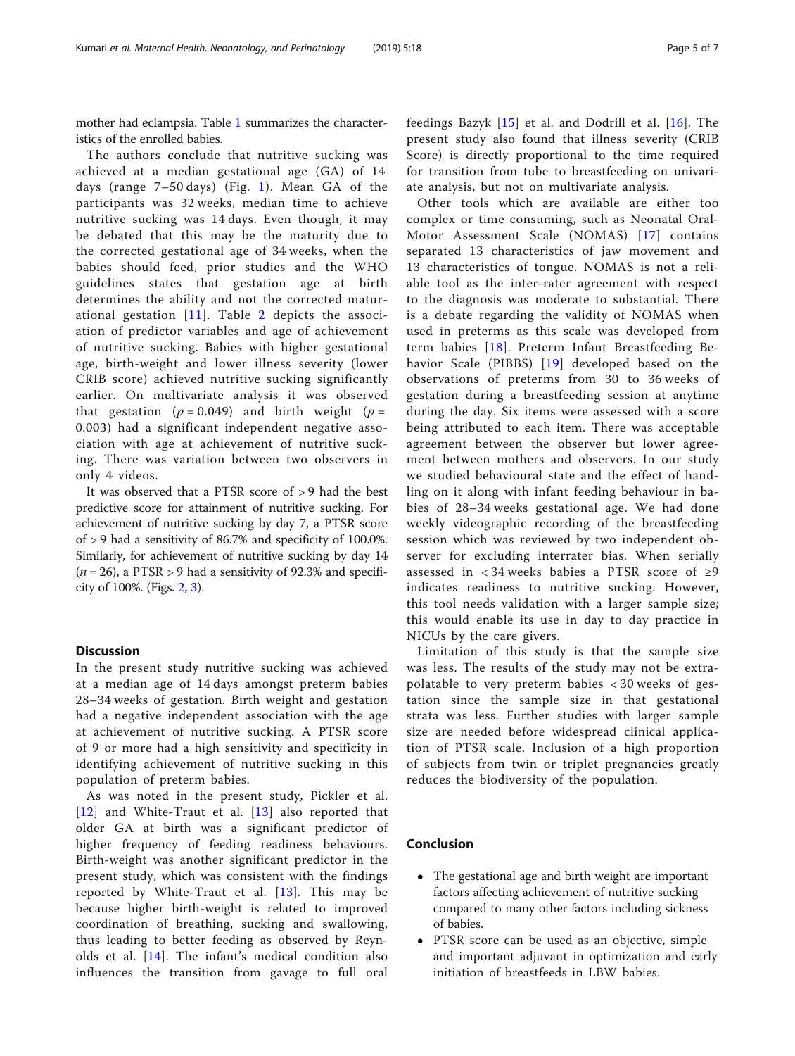mother had eclampsia. Table 1 summarizes the characteristics of the enrolled babies.

The authors conclude that nutritive sucking was achieved at a median gestational age (GA) of 14 days (range 7–50 days) (Fig. 1). Mean GA of the participants was 32 weeks, median time to achieve nutritive sucking was 14 days. Even though, it may be debated that this may be the maturity due to the corrected gestational age of 34 weeks, when the babies should feed, prior studies and the WHO guidelines states that gestation age at birth determines the ability and not the corrected maturational gestation [11]. Table 2 depicts the association of predictor variables and age of achievement of nutritive sucking. Babies with higher gestational age, birth-weight and lower illness severity (lower CRIB score) achieved nutritive sucking significantly earlier. On multivariate analysis it was observed that gestation ($p = 0.049$) and birth weight ($p = 0.003$) had a significant independent negative association with age at achievement of nutritive sucking. There was variation between two observers in only 4 videos.

It was observed that a PTSR score of > 9 had the best predictive score for attainment of nutritive sucking. For achievement of nutritive sucking by day 7, a PTSR score of > 9 had a sensitivity of 86.7% and specificity of 100.0%. Similarly, for achievement of nutritive sucking by day 14 ($n = 26$), a PTSR > 9 had a sensitivity of 92.3% and specificity of 100%. (Figs. 2, 3).

## Discussion

In the present study nutritive sucking was achieved at a median age of 14 days amongst preterm babies 28–34 weeks of gestation. Birth weight and gestation had a negative independent association with the age at achievement of nutritive sucking. A PTSR score of 9 or more had a high sensitivity and specificity in identifying achievement of nutritive sucking in this population of preterm babies.

As was noted in the present study, Pickler et al. [12] and White-Traut et al. [13] also reported that older GA at birth was a significant predictor of higher frequency of feeding readiness behaviours. Birth-weight was another significant predictor in the present study, which was consistent with the findings reported by White-Traut et al. [13]. This may be because higher birth-weight is related to improved coordination of breathing, sucking and swallowing, thus leading to better feeding as observed by Reynolds et al. [14]. The infant's medical condition also influences the transition from gavage to full oral feedings Bazyk [15] et al. and Dodrill et al. [16]. The present study also found that illness severity (CRIB Score) is directly proportional to the time required for transition from tube to breastfeeding on univariate analysis, but not on multivariate analysis.

Other tools which are available are either too complex or time consuming, such as Neonatal Oral-Motor Assessment Scale (NOMAS) [17] contains separated 13 characteristics of jaw movement and 13 characteristics of tongue. NOMAS is not a reliable tool as the inter-rater agreement with respect to the diagnosis was moderate to substantial. There is a debate regarding the validity of NOMAS when used in preterms as this scale was developed from term babies [18]. Preterm Infant Breastfeeding Behavior Scale (PIBBS) [19] developed based on the observations of preterms from 30 to 36 weeks of gestation during a breastfeeding session at anytime during the day. Six items were assessed with a score being attributed to each item. There was acceptable agreement between the observer but lower agreement between mothers and observers. In our study we studied behavioural state and the effect of handling on it along with infant feeding behaviour in babies of 28–34 weeks gestational age. We had done weekly videographic recording of the breastfeeding session which was reviewed by two independent observer for excluding interrater bias. When serially assessed in < 34 weeks babies a PTSR score of ≥9 indicates readiness to nutritive sucking. However, this tool needs validation with a larger sample size; this would enable its use in day to day practice in NICUs by the care givers.

Limitation of this study is that the sample size was less. The results of the study may not be extrapolatable to very preterm babies < 30 weeks of gestation since the sample size in that gestational strata was less. Further studies with larger sample size are needed before widespread clinical application of PTSR scale. Inclusion of a high proportion of subjects from twin or triplet pregnancies greatly reduces the biodiversity of the population.

## Conclusion

- The gestational age and birth weight are important factors affecting achievement of nutritive sucking compared to many other factors including sickness of babies.
- PTSR score can be used as an objective, simple and important adjuvant in optimization and early initiation of breastfeeds in LBW babies.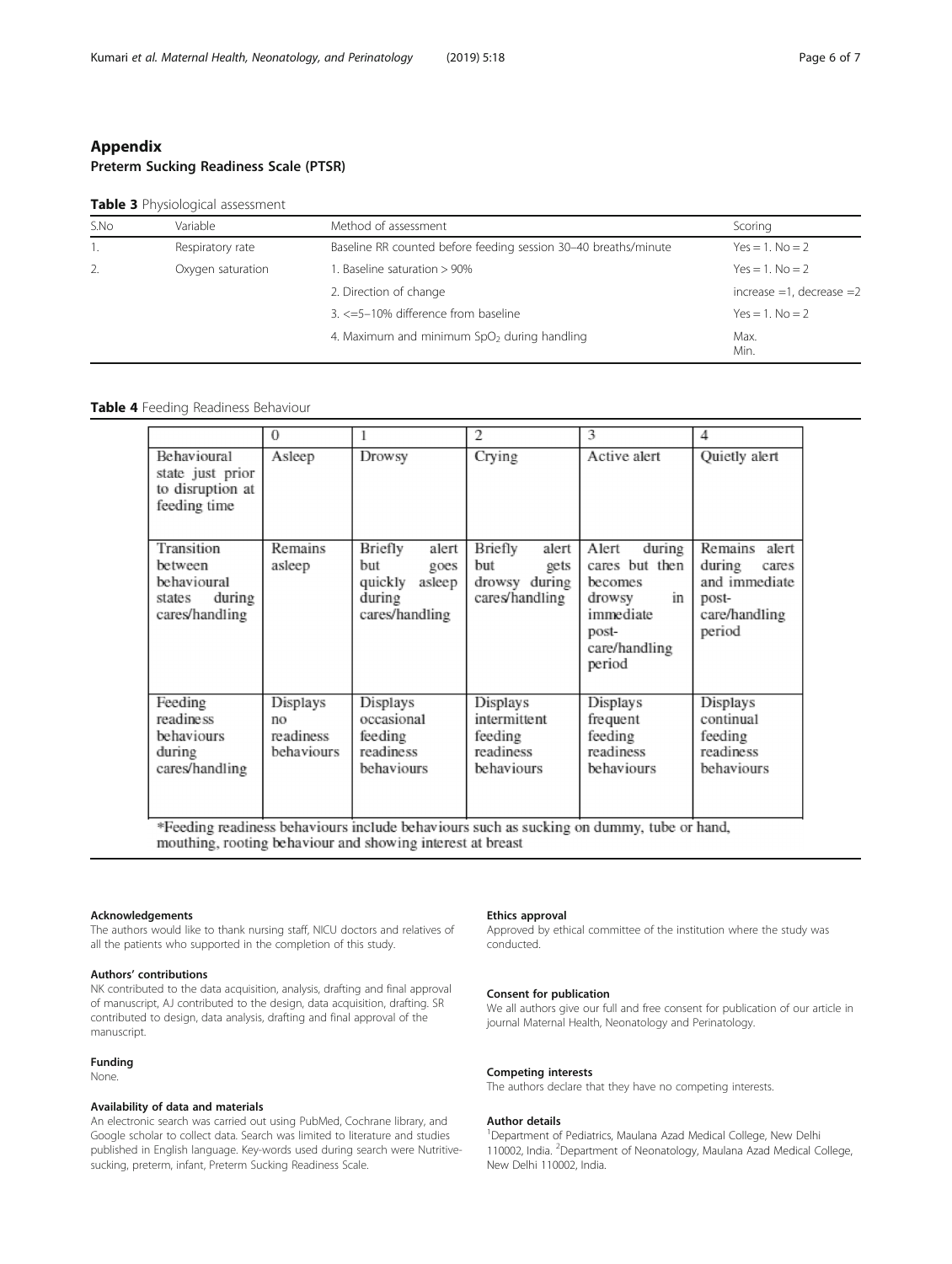## Appendix

### Preterm Sucking Readiness Scale (PTSR)

**Table 3** Physiological assessment

| S.No | Variable | Method of assessment | Scoring |
|---|---|---|---|
| 1. | Respiratory rate | Baseline RR counted before feeding session 30–40 breaths/minute | Yes = 1. No = 2 |
| 2. | Oxygen saturation | 1. Baseline saturation > 90% | Yes = 1. No = 2 |
| | | 2. Direction of change | increase =1, decrease =2 |
| | | 3. <=5–10% difference from baseline | Yes = 1. No = 2 |
| | | 4. Maximum and minimum $SpO_2$ during handling | Max.<br>Min. |

**Table 4** Feeding Readiness Behaviour

| | 0 | 1 | 2 | 3 | 4 |
|---|---|---|---|---|---|
| Behavioural state just prior to disruption at feeding time | Asleep | Drowsy | Crying | Active alert | Quietly alert |
| Transition between behavioural states during cares/handling | Remains asleep | Briefly alert but goes quickly asleep during cares/handling | Briefly alert but gets drowsy during cares/handling | Alert during cares but then becomes drowsy in immediate post-care/handling period | Remains alert during cares and immediate post-care/handling period |
| Feeding readiness behaviours during cares/handling | Displays no readiness behaviours | Displays occasional feeding readiness behaviours | Displays intermittent feeding readiness behaviours | Displays frequent feeding readiness behaviours | Displays continual feeding readiness behaviours |

*Feeding readiness behaviours include behaviours such as sucking on dummy, tube or hand, mouthing, rooting behaviour and showing interest at breast

#### Acknowledgements
The authors would like to thank nursing staff, NICU doctors and relatives of all the patients who supported in the completion of this study.

#### Authors' contributions
NK contributed to the data acquisition, analysis, drafting and final approval of manuscript, AJ contributed to the design, data acquisition, drafting. SR contributed to design, data analysis, drafting and final approval of the manuscript.

#### Funding
None.

#### Availability of data and materials
An electronic search was carried out using PubMed, Cochrane library, and Google scholar to collect data. Search was limited to literature and studies published in English language. Key-words used during search were Nutritive-sucking, preterm, infant, Preterm Sucking Readiness Scale.

#### Ethics approval
Approved by ethical committee of the institution where the study was conducted.

#### Consent for publication
We all authors give our full and free consent for publication of our article in journal Maternal Health, Neonatology and Perinatology.

#### Competing interests
The authors declare that they have no competing interests.

#### Author details
[1]Department of Pediatrics, Maulana Azad Medical College, New Delhi 110002, India. [2]Department of Neonatology, Maulana Azad Medical College, New Delhi 110002, India.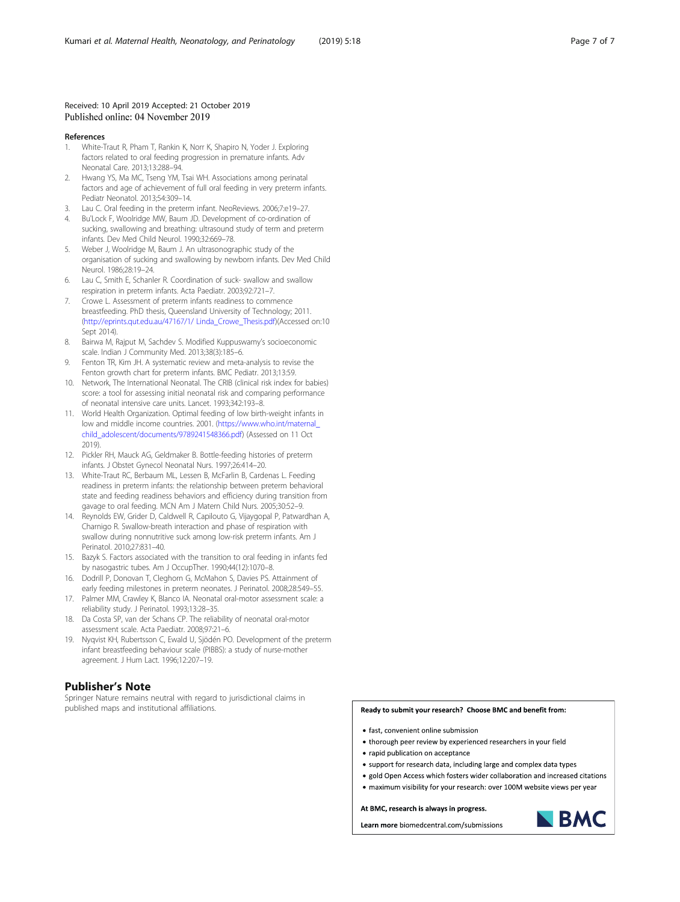Received: 10 April 2019 Accepted: 21 October 2019
Published online: 04 November 2019

## References

1. White-Traut R, Pham T, Rankin K, Norr K, Shapiro N, Yoder J. Exploring factors related to oral feeding progression in premature infants. Adv Neonatal Care. 2013;13:288–94.
2. Hwang YS, Ma MC, Tseng YM, Tsai WH. Associations among perinatal factors and age of achievement of full oral feeding in very preterm infants. Pediatr Neonatol. 2013;54:309–14.
3. Lau C. Oral feeding in the preterm infant. NeoReviews. 2006;7:e19–27.
4. Bu'Lock F, Woolridge MW, Baum JD. Development of co-ordination of sucking, swallowing and breathing: ultrasound study of term and preterm infants. Dev Med Child Neurol. 1990;32:669–78.
5. Weber J, Woolridge M, Baum J. An ultrasonographic study of the organisation of sucking and swallowing by newborn infants. Dev Med Child Neurol. 1986;28:19–24.
6. Lau C, Smith E, Schanler R. Coordination of suck- swallow and swallow respiration in preterm infants. Acta Paediatr. 2003;92:721–7.
7. Crowe L. Assessment of preterm infants readiness to commence breastfeeding. PhD thesis, Queensland University of Technology; 2011. (http://eprints.qut.edu.au/47167/1/ Linda_Crowe_Thesis.pdf)(Accessed on:10 Sept 2014).
8. Bairwa M, Rajput M, Sachdev S. Modified Kuppuswamy's socioeconomic scale. Indian J Community Med. 2013;38(3):185–6.
9. Fenton TR, Kim JH. A systematic review and meta-analysis to revise the Fenton growth chart for preterm infants. BMC Pediatr. 2013;13:59.
10. Network, The International Neonatal. The CRIB (clinical risk index for babies) score: a tool for assessing initial neonatal risk and comparing performance of neonatal intensive care units. Lancet. 1993;342:193–8.
11. World Health Organization. Optimal feeding of low birth-weight infants in low and middle income countries. 2001. (https://www.who.int/maternal_child_adolescent/documents/9789241548366.pdf) (Assessed on 11 Oct 2019).
12. Pickler RH, Mauck AG, Geldmaker B. Bottle-feeding histories of preterm infants. J Obstet Gynecol Neonatal Nurs. 1997;26:414–20.
13. White-Traut RC, Berbaum ML, Lessen B, McFarlin B, Cardenas L. Feeding readiness in preterm infants: the relationship between preterm behavioral state and feeding readiness behaviors and efficiency during transition from gavage to oral feeding. MCN Am J Matern Child Nurs. 2005;30:52–9.
14. Reynolds EW, Grider D, Caldwell R, Capilouto G, Vijaygopal P, Patwardhan A, Charnigo R. Swallow-breath interaction and phase of respiration with swallow during nonnutritive suck among low-risk preterm infants. Am J Perinatol. 2010;27:831–40.
15. Bazyk S. Factors associated with the transition to oral feeding in infants fed by nasogastric tubes. Am J OccupTher. 1990;44(12):1070–8.
16. Dodrill P, Donovan T, Cleghorn G, McMahon S, Davies PS. Attainment of early feeding milestones in preterm neonates. J Perinatol. 2008;28:549–55.
17. Palmer MM, Crawley K, Blanco IA. Neonatal oral-motor assessment scale: a reliability study. J Perinatol. 1993;13:28–35.
18. Da Costa SP, van der Schans CP. The reliability of neonatal oral-motor assessment scale. Acta Paediatr. 2008;97:21–6.
19. Nyqvist KH, Rubertsson C, Ewald U, Sjödén PO. Development of the preterm infant breastfeeding behaviour scale (PIBBS): a study of nurse-mother agreement. J Hum Lact. 1996;12:207–19.

## Publisher's Note

Springer Nature remains neutral with regard to jurisdictional claims in published maps and institutional affiliations.

**Ready to submit your research? Choose BMC and benefit from:**

- fast, convenient online submission
- thorough peer review by experienced researchers in your field
- rapid publication on acceptance
- support for research data, including large and complex data types
- gold Open Access which fosters wider collaboration and increased citations
- maximum visibility for your research: over 100M website views per year

**At BMC, research is always in progress.**

**Learn more** biomedcentral.com/submissions